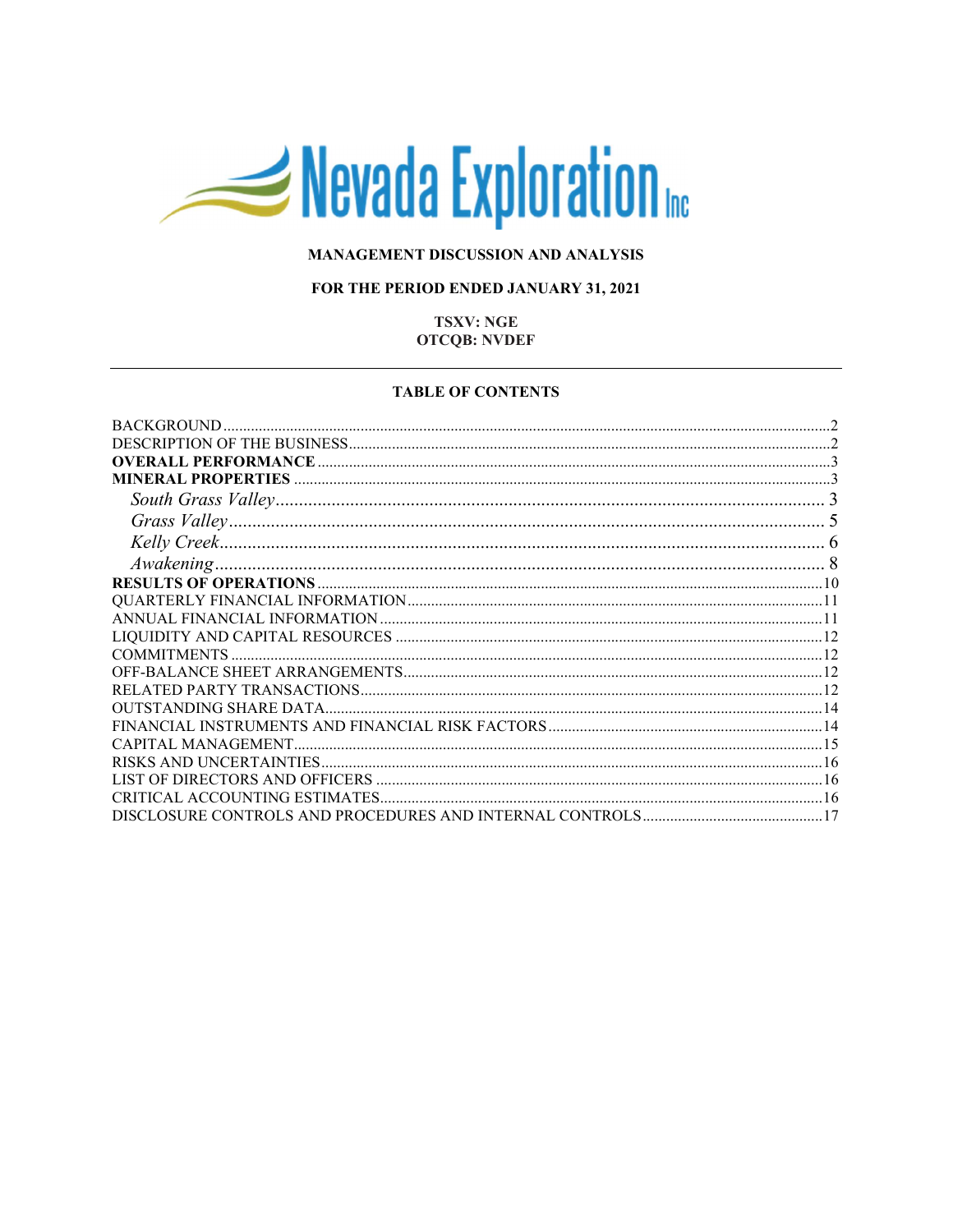# Nevada Exploration Inc

**MANAGEMENT DISCUSSION AND ANALYSIS**

**FOR THE PERIOD ENDED JANUARY 31, 2021**

**TSXV: NGE**
**OTCQB: NVDEF**

---

**TABLE OF CONTENTS**

BACKGROUND ..... 2
DESCRIPTION OF THE BUSINESS ..... 2
**OVERALL PERFORMANCE** ..... 3
**MINERAL PROPERTIES** ..... 3
*South Grass Valley* ..... 3
*Grass Valley* ..... 5
*Kelly Creek* ..... 6
*Awakening* ..... 8
**RESULTS OF OPERATIONS** ..... 10
QUARTERLY FINANCIAL INFORMATION ..... 11
ANNUAL FINANCIAL INFORMATION ..... 11
LIQUIDITY AND CAPITAL RESOURCES ..... 12
COMMITMENTS ..... 12
OFF-BALANCE SHEET ARRANGEMENTS ..... 12
RELATED PARTY TRANSACTIONS ..... 12
OUTSTANDING SHARE DATA ..... 14
FINANCIAL INSTRUMENTS AND FINANCIAL RISK FACTORS ..... 14
CAPITAL MANAGEMENT ..... 15
RISKS AND UNCERTAINTIES ..... 16
LIST OF DIRECTORS AND OFFICERS ..... 16
CRITICAL ACCOUNTING ESTIMATES ..... 16
DISCLOSURE CONTROLS AND PROCEDURES AND INTERNAL CONTROLS ..... 17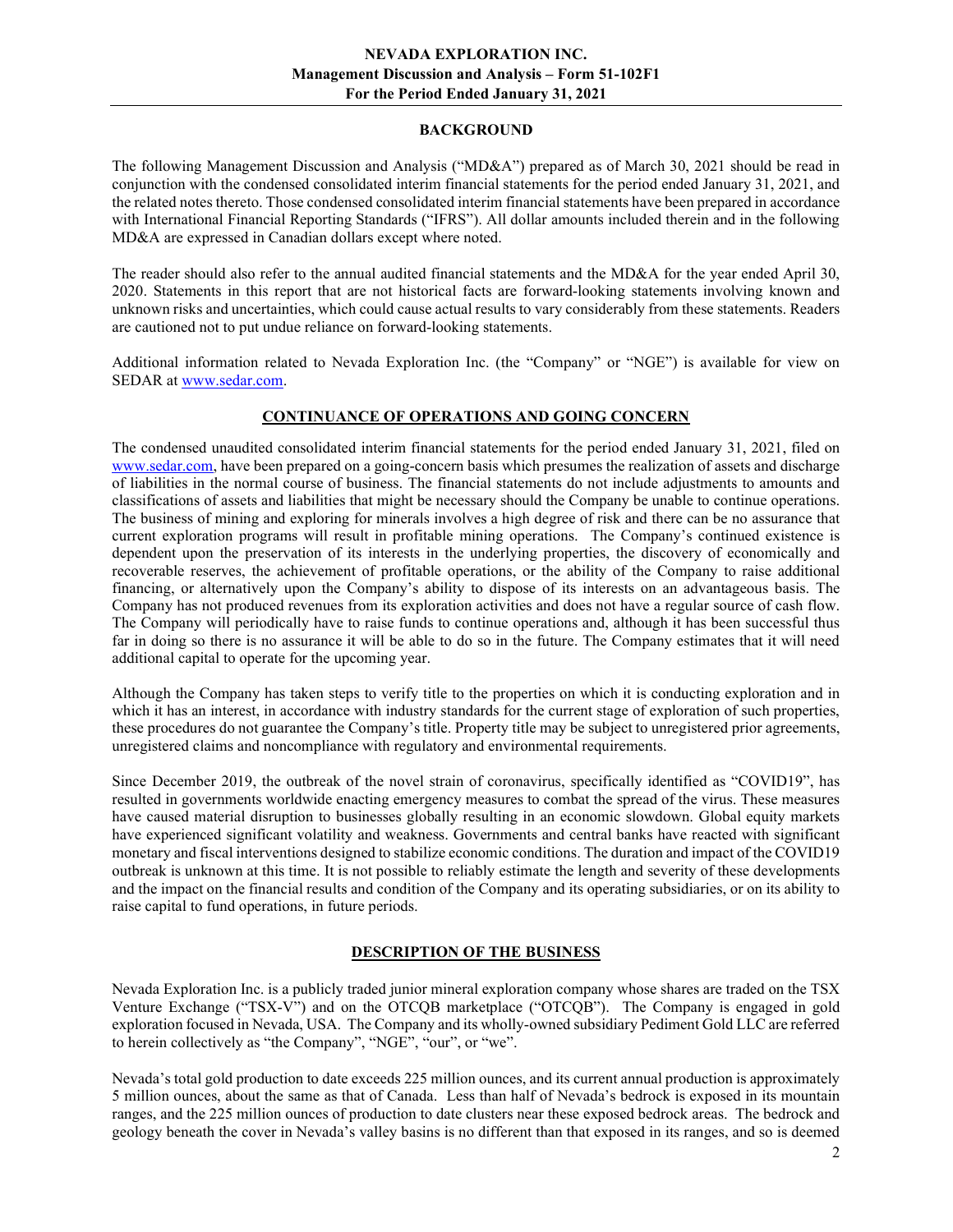## BACKGROUND

The following Management Discussion and Analysis ("MD&A") prepared as of March 30, 2021 should be read in conjunction with the condensed consolidated interim financial statements for the period ended January 31, 2021, and the related notes thereto. Those condensed consolidated interim financial statements have been prepared in accordance with International Financial Reporting Standards ("IFRS"). All dollar amounts included therein and in the following MD&A are expressed in Canadian dollars except where noted.

The reader should also refer to the annual audited financial statements and the MD&A for the year ended April 30, 2020. Statements in this report that are not historical facts are forward-looking statements involving known and unknown risks and uncertainties, which could cause actual results to vary considerably from these statements. Readers are cautioned not to put undue reliance on forward-looking statements.

Additional information related to Nevada Exploration Inc. (the "Company" or "NGE") is available for view on SEDAR at www.sedar.com.

## CONTINUANCE OF OPERATIONS AND GOING CONCERN

The condensed unaudited consolidated interim financial statements for the period ended January 31, 2021, filed on www.sedar.com, have been prepared on a going-concern basis which presumes the realization of assets and discharge of liabilities in the normal course of business. The financial statements do not include adjustments to amounts and classifications of assets and liabilities that might be necessary should the Company be unable to continue operations. The business of mining and exploring for minerals involves a high degree of risk and there can be no assurance that current exploration programs will result in profitable mining operations. The Company's continued existence is dependent upon the preservation of its interests in the underlying properties, the discovery of economically and recoverable reserves, the achievement of profitable operations, or the ability of the Company to raise additional financing, or alternatively upon the Company's ability to dispose of its interests on an advantageous basis. The Company has not produced revenues from its exploration activities and does not have a regular source of cash flow. The Company will periodically have to raise funds to continue operations and, although it has been successful thus far in doing so there is no assurance it will be able to do so in the future. The Company estimates that it will need additional capital to operate for the upcoming year.

Although the Company has taken steps to verify title to the properties on which it is conducting exploration and in which it has an interest, in accordance with industry standards for the current stage of exploration of such properties, these procedures do not guarantee the Company's title. Property title may be subject to unregistered prior agreements, unregistered claims and noncompliance with regulatory and environmental requirements.

Since December 2019, the outbreak of the novel strain of coronavirus, specifically identified as "COVID19", has resulted in governments worldwide enacting emergency measures to combat the spread of the virus. These measures have caused material disruption to businesses globally resulting in an economic slowdown. Global equity markets have experienced significant volatility and weakness. Governments and central banks have reacted with significant monetary and fiscal interventions designed to stabilize economic conditions. The duration and impact of the COVID19 outbreak is unknown at this time. It is not possible to reliably estimate the length and severity of these developments and the impact on the financial results and condition of the Company and its operating subsidiaries, or on its ability to raise capital to fund operations, in future periods.

## DESCRIPTION OF THE BUSINESS

Nevada Exploration Inc. is a publicly traded junior mineral exploration company whose shares are traded on the TSX Venture Exchange ("TSX-V") and on the OTCQB marketplace ("OTCQB"). The Company is engaged in gold exploration focused in Nevada, USA. The Company and its wholly-owned subsidiary Pediment Gold LLC are referred to herein collectively as "the Company", "NGE", "our", or "we".

Nevada's total gold production to date exceeds 225 million ounces, and its current annual production is approximately 5 million ounces, about the same as that of Canada. Less than half of Nevada's bedrock is exposed in its mountain ranges, and the 225 million ounces of production to date clusters near these exposed bedrock areas. The bedrock and geology beneath the cover in Nevada's valley basins is no different than that exposed in its ranges, and so is deemed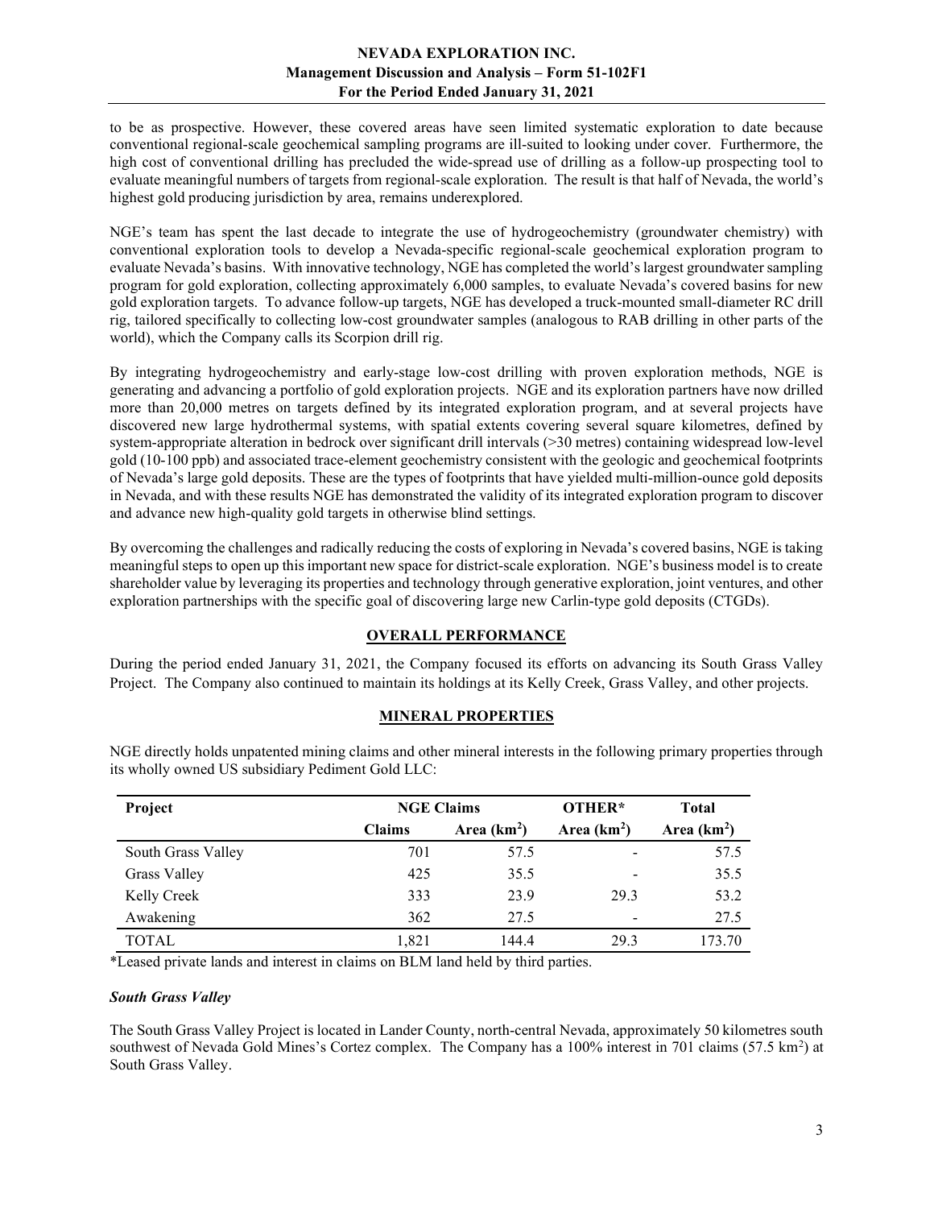to be as prospective. However, these covered areas have seen limited systematic exploration to date because conventional regional-scale geochemical sampling programs are ill-suited to looking under cover. Furthermore, the high cost of conventional drilling has precluded the wide-spread use of drilling as a follow-up prospecting tool to evaluate meaningful numbers of targets from regional-scale exploration. The result is that half of Nevada, the world's highest gold producing jurisdiction by area, remains underexplored.

NGE's team has spent the last decade to integrate the use of hydrogeochemistry (groundwater chemistry) with conventional exploration tools to develop a Nevada-specific regional-scale geochemical exploration program to evaluate Nevada's basins. With innovative technology, NGE has completed the world's largest groundwater sampling program for gold exploration, collecting approximately 6,000 samples, to evaluate Nevada's covered basins for new gold exploration targets. To advance follow-up targets, NGE has developed a truck-mounted small-diameter RC drill rig, tailored specifically to collecting low-cost groundwater samples (analogous to RAB drilling in other parts of the world), which the Company calls its Scorpion drill rig.

By integrating hydrogeochemistry and early-stage low-cost drilling with proven exploration methods, NGE is generating and advancing a portfolio of gold exploration projects. NGE and its exploration partners have now drilled more than 20,000 metres on targets defined by its integrated exploration program, and at several projects have discovered new large hydrothermal systems, with spatial extents covering several square kilometres, defined by system-appropriate alteration in bedrock over significant drill intervals (>30 metres) containing widespread low-level gold (10-100 ppb) and associated trace-element geochemistry consistent with the geologic and geochemical footprints of Nevada's large gold deposits. These are the types of footprints that have yielded multi-million-ounce gold deposits in Nevada, and with these results NGE has demonstrated the validity of its integrated exploration program to discover and advance new high-quality gold targets in otherwise blind settings.

By overcoming the challenges and radically reducing the costs of exploring in Nevada's covered basins, NGE is taking meaningful steps to open up this important new space for district-scale exploration. NGE's business model is to create shareholder value by leveraging its properties and technology through generative exploration, joint ventures, and other exploration partnerships with the specific goal of discovering large new Carlin-type gold deposits (CTGDs).

## OVERALL PERFORMANCE

During the period ended January 31, 2021, the Company focused its efforts on advancing its South Grass Valley Project. The Company also continued to maintain its holdings at its Kelly Creek, Grass Valley, and other projects.

## MINERAL PROPERTIES

NGE directly holds unpatented mining claims and other mineral interests in the following primary properties through its wholly owned US subsidiary Pediment Gold LLC:

| Project | NGE Claims | | OTHER* | Total |
|---|---|---|---|---|
| | Claims | Area (km$^2$) | Area (km$^2$) | Area (km$^2$) |
| South Grass Valley | 701 | 57.5 | - | 57.5 |
| Grass Valley | 425 | 35.5 | - | 35.5 |
| Kelly Creek | 333 | 23.9 | 29.3 | 53.2 |
| Awakening | 362 | 27.5 | - | 27.5 |
| TOTAL | 1,821 | 144.4 | 29.3 | 173.70 |

*Leased private lands and interest in claims on BLM land held by third parties.

### *South Grass Valley*

The South Grass Valley Project is located in Lander County, north-central Nevada, approximately 50 kilometres south southwest of Nevada Gold Mines's Cortez complex. The Company has a 100% interest in 701 claims (57.5 km$^2$) at South Grass Valley.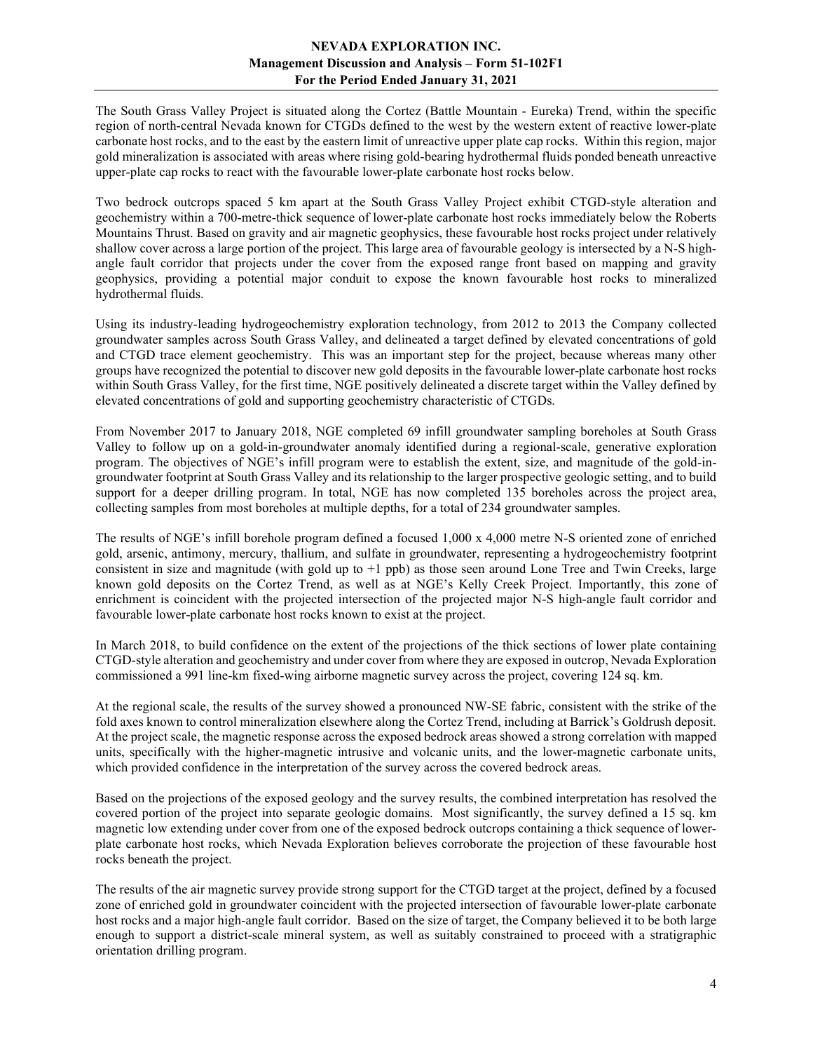The South Grass Valley Project is situated along the Cortez (Battle Mountain - Eureka) Trend, within the specific region of north-central Nevada known for CTGDs defined to the west by the western extent of reactive lower-plate carbonate host rocks, and to the east by the eastern limit of unreactive upper plate cap rocks. Within this region, major gold mineralization is associated with areas where rising gold-bearing hydrothermal fluids ponded beneath unreactive upper-plate cap rocks to react with the favourable lower-plate carbonate host rocks below.

Two bedrock outcrops spaced 5 km apart at the South Grass Valley Project exhibit CTGD-style alteration and geochemistry within a 700-metre-thick sequence of lower-plate carbonate host rocks immediately below the Roberts Mountains Thrust. Based on gravity and air magnetic geophysics, these favourable host rocks project under relatively shallow cover across a large portion of the project. This large area of favourable geology is intersected by a N-S high-angle fault corridor that projects under the cover from the exposed range front based on mapping and gravity geophysics, providing a potential major conduit to expose the known favourable host rocks to mineralized hydrothermal fluids.

Using its industry-leading hydrogeochemistry exploration technology, from 2012 to 2013 the Company collected groundwater samples across South Grass Valley, and delineated a target defined by elevated concentrations of gold and CTGD trace element geochemistry. This was an important step for the project, because whereas many other groups have recognized the potential to discover new gold deposits in the favourable lower-plate carbonate host rocks within South Grass Valley, for the first time, NGE positively delineated a discrete target within the Valley defined by elevated concentrations of gold and supporting geochemistry characteristic of CTGDs.

From November 2017 to January 2018, NGE completed 69 infill groundwater sampling boreholes at South Grass Valley to follow up on a gold-in-groundwater anomaly identified during a regional-scale, generative exploration program. The objectives of NGE's infill program were to establish the extent, size, and magnitude of the gold-in-groundwater footprint at South Grass Valley and its relationship to the larger prospective geologic setting, and to build support for a deeper drilling program. In total, NGE has now completed 135 boreholes across the project area, collecting samples from most boreholes at multiple depths, for a total of 234 groundwater samples.

The results of NGE's infill borehole program defined a focused 1,000 x 4,000 metre N-S oriented zone of enriched gold, arsenic, antimony, mercury, thallium, and sulfate in groundwater, representing a hydrogeochemistry footprint consistent in size and magnitude (with gold up to +1 ppb) as those seen around Lone Tree and Twin Creeks, large known gold deposits on the Cortez Trend, as well as at NGE's Kelly Creek Project. Importantly, this zone of enrichment is coincident with the projected intersection of the projected major N-S high-angle fault corridor and favourable lower-plate carbonate host rocks known to exist at the project.

In March 2018, to build confidence on the extent of the projections of the thick sections of lower plate containing CTGD-style alteration and geochemistry and under cover from where they are exposed in outcrop, Nevada Exploration commissioned a 991 line-km fixed-wing airborne magnetic survey across the project, covering 124 sq. km.

At the regional scale, the results of the survey showed a pronounced NW-SE fabric, consistent with the strike of the fold axes known to control mineralization elsewhere along the Cortez Trend, including at Barrick's Goldrush deposit. At the project scale, the magnetic response across the exposed bedrock areas showed a strong correlation with mapped units, specifically with the higher-magnetic intrusive and volcanic units, and the lower-magnetic carbonate units, which provided confidence in the interpretation of the survey across the covered bedrock areas.

Based on the projections of the exposed geology and the survey results, the combined interpretation has resolved the covered portion of the project into separate geologic domains. Most significantly, the survey defined a 15 sq. km magnetic low extending under cover from one of the exposed bedrock outcrops containing a thick sequence of lower-plate carbonate host rocks, which Nevada Exploration believes corroborate the projection of these favourable host rocks beneath the project.

The results of the air magnetic survey provide strong support for the CTGD target at the project, defined by a focused zone of enriched gold in groundwater coincident with the projected intersection of favourable lower-plate carbonate host rocks and a major high-angle fault corridor. Based on the size of target, the Company believed it to be both large enough to support a district-scale mineral system, as well as suitably constrained to proceed with a stratigraphic orientation drilling program.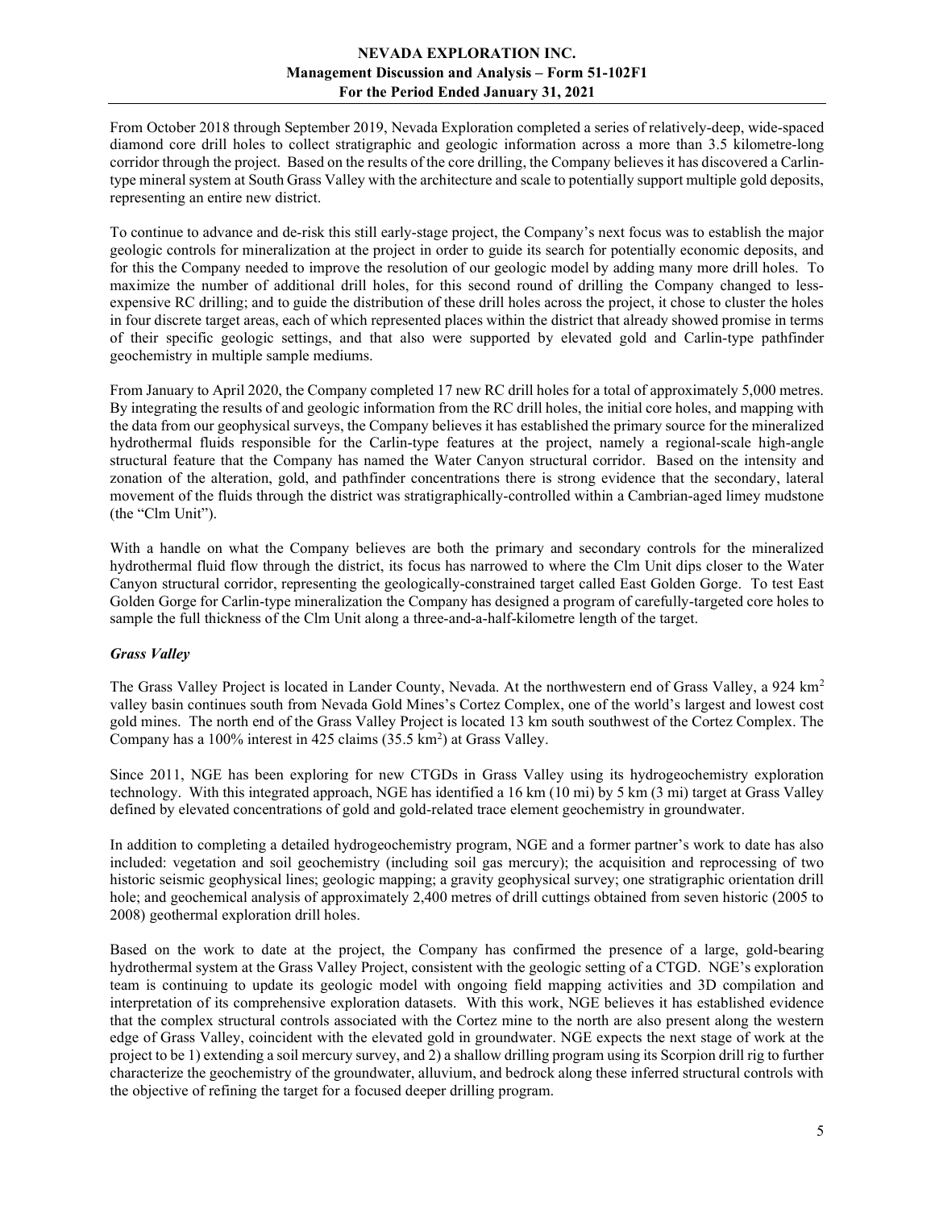From October 2018 through September 2019, Nevada Exploration completed a series of relatively-deep, wide-spaced diamond core drill holes to collect stratigraphic and geologic information across a more than 3.5 kilometre-long corridor through the project. Based on the results of the core drilling, the Company believes it has discovered a Carlin-type mineral system at South Grass Valley with the architecture and scale to potentially support multiple gold deposits, representing an entire new district.

To continue to advance and de-risk this still early-stage project, the Company's next focus was to establish the major geologic controls for mineralization at the project in order to guide its search for potentially economic deposits, and for this the Company needed to improve the resolution of our geologic model by adding many more drill holes. To maximize the number of additional drill holes, for this second round of drilling the Company changed to less-expensive RC drilling; and to guide the distribution of these drill holes across the project, it chose to cluster the holes in four discrete target areas, each of which represented places within the district that already showed promise in terms of their specific geologic settings, and that also were supported by elevated gold and Carlin-type pathfinder geochemistry in multiple sample mediums.

From January to April 2020, the Company completed 17 new RC drill holes for a total of approximately 5,000 metres. By integrating the results of and geologic information from the RC drill holes, the initial core holes, and mapping with the data from our geophysical surveys, the Company believes it has established the primary source for the mineralized hydrothermal fluids responsible for the Carlin-type features at the project, namely a regional-scale high-angle structural feature that the Company has named the Water Canyon structural corridor. Based on the intensity and zonation of the alteration, gold, and pathfinder concentrations there is strong evidence that the secondary, lateral movement of the fluids through the district was stratigraphically-controlled within a Cambrian-aged limey mudstone (the "Clm Unit").

With a handle on what the Company believes are both the primary and secondary controls for the mineralized hydrothermal fluid flow through the district, its focus has narrowed to where the Clm Unit dips closer to the Water Canyon structural corridor, representing the geologically-constrained target called East Golden Gorge. To test East Golden Gorge for Carlin-type mineralization the Company has designed a program of carefully-targeted core holes to sample the full thickness of the Clm Unit along a three-and-a-half-kilometre length of the target.

***Grass Valley***

The Grass Valley Project is located in Lander County, Nevada. At the northwestern end of Grass Valley, a 924 km$^2$ valley basin continues south from Nevada Gold Mines's Cortez Complex, one of the world's largest and lowest cost gold mines. The north end of the Grass Valley Project is located 13 km south southwest of the Cortez Complex. The Company has a 100% interest in 425 claims (35.5 km$^2$) at Grass Valley.

Since 2011, NGE has been exploring for new CTGDs in Grass Valley using its hydrogeochemistry exploration technology. With this integrated approach, NGE has identified a 16 km (10 mi) by 5 km (3 mi) target at Grass Valley defined by elevated concentrations of gold and gold-related trace element geochemistry in groundwater.

In addition to completing a detailed hydrogeochemistry program, NGE and a former partner's work to date has also included: vegetation and soil geochemistry (including soil gas mercury); the acquisition and reprocessing of two historic seismic geophysical lines; geologic mapping; a gravity geophysical survey; one stratigraphic orientation drill hole; and geochemical analysis of approximately 2,400 metres of drill cuttings obtained from seven historic (2005 to 2008) geothermal exploration drill holes.

Based on the work to date at the project, the Company has confirmed the presence of a large, gold-bearing hydrothermal system at the Grass Valley Project, consistent with the geologic setting of a CTGD. NGE's exploration team is continuing to update its geologic model with ongoing field mapping activities and 3D compilation and interpretation of its comprehensive exploration datasets. With this work, NGE believes it has established evidence that the complex structural controls associated with the Cortez mine to the north are also present along the western edge of Grass Valley, coincident with the elevated gold in groundwater. NGE expects the next stage of work at the project to be 1) extending a soil mercury survey, and 2) a shallow drilling program using its Scorpion drill rig to further characterize the geochemistry of the groundwater, alluvium, and bedrock along these inferred structural controls with the objective of refining the target for a focused deeper drilling program.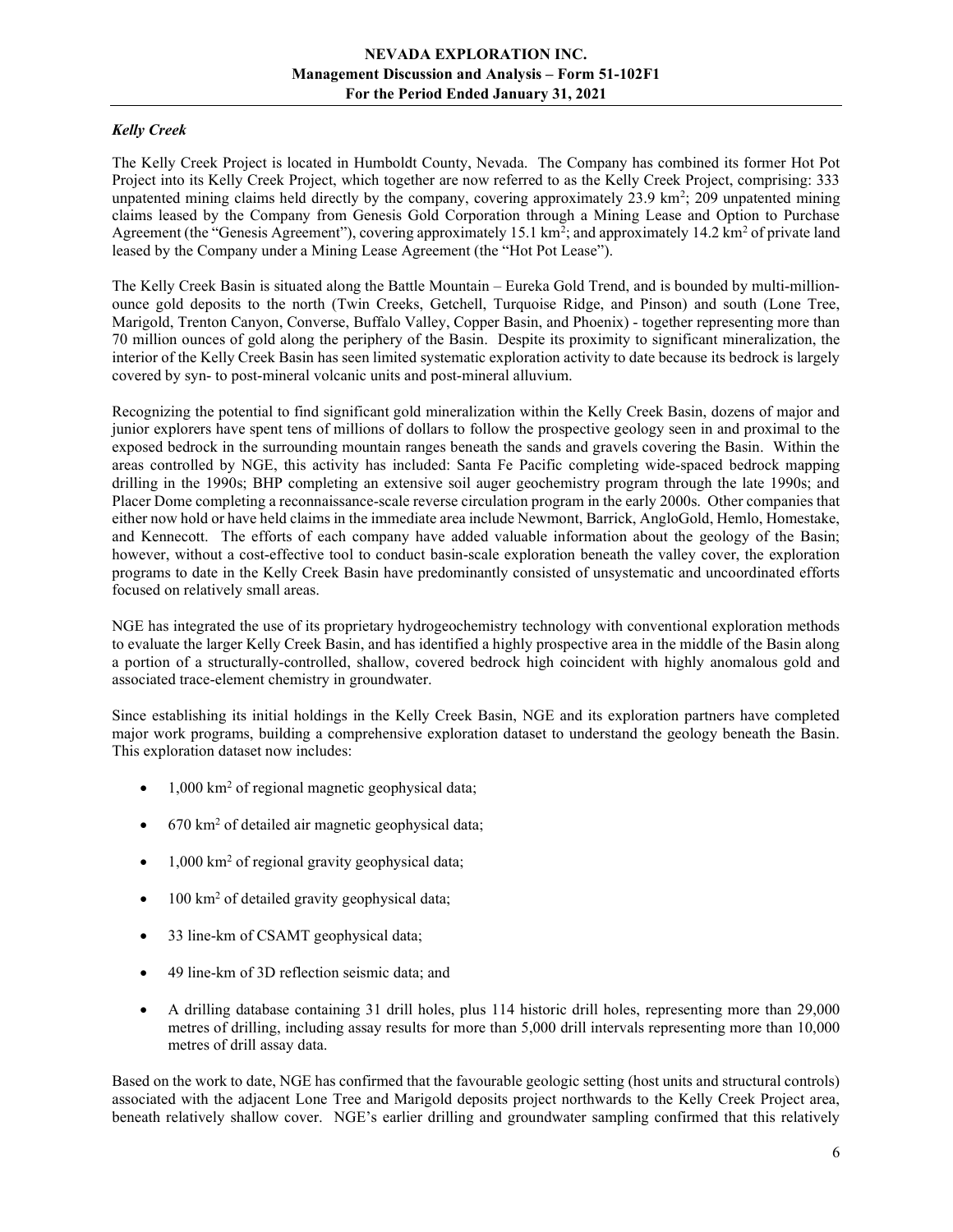*Kelly Creek*

The Kelly Creek Project is located in Humboldt County, Nevada. The Company has combined its former Hot Pot Project into its Kelly Creek Project, which together are now referred to as the Kelly Creek Project, comprising: 333 unpatented mining claims held directly by the company, covering approximately 23.9 km$^2$; 209 unpatented mining claims leased by the Company from Genesis Gold Corporation through a Mining Lease and Option to Purchase Agreement (the "Genesis Agreement"), covering approximately 15.1 km$^2$; and approximately 14.2 km$^2$ of private land leased by the Company under a Mining Lease Agreement (the "Hot Pot Lease").

The Kelly Creek Basin is situated along the Battle Mountain – Eureka Gold Trend, and is bounded by multi-million-ounce gold deposits to the north (Twin Creeks, Getchell, Turquoise Ridge, and Pinson) and south (Lone Tree, Marigold, Trenton Canyon, Converse, Buffalo Valley, Copper Basin, and Phoenix) - together representing more than 70 million ounces of gold along the periphery of the Basin. Despite its proximity to significant mineralization, the interior of the Kelly Creek Basin has seen limited systematic exploration activity to date because its bedrock is largely covered by syn- to post-mineral volcanic units and post-mineral alluvium.

Recognizing the potential to find significant gold mineralization within the Kelly Creek Basin, dozens of major and junior explorers have spent tens of millions of dollars to follow the prospective geology seen in and proximal to the exposed bedrock in the surrounding mountain ranges beneath the sands and gravels covering the Basin. Within the areas controlled by NGE, this activity has included: Santa Fe Pacific completing wide-spaced bedrock mapping drilling in the 1990s; BHP completing an extensive soil auger geochemistry program through the late 1990s; and Placer Dome completing a reconnaissance-scale reverse circulation program in the early 2000s. Other companies that either now hold or have held claims in the immediate area include Newmont, Barrick, AngloGold, Hemlo, Homestake, and Kennecott. The efforts of each company have added valuable information about the geology of the Basin; however, without a cost-effective tool to conduct basin-scale exploration beneath the valley cover, the exploration programs to date in the Kelly Creek Basin have predominantly consisted of unsystematic and uncoordinated efforts focused on relatively small areas.

NGE has integrated the use of its proprietary hydrogeochemistry technology with conventional exploration methods to evaluate the larger Kelly Creek Basin, and has identified a highly prospective area in the middle of the Basin along a portion of a structurally-controlled, shallow, covered bedrock high coincident with highly anomalous gold and associated trace-element chemistry in groundwater.

Since establishing its initial holdings in the Kelly Creek Basin, NGE and its exploration partners have completed major work programs, building a comprehensive exploration dataset to understand the geology beneath the Basin. This exploration dataset now includes:

- 1,000 km$^2$ of regional magnetic geophysical data;
- 670 km$^2$ of detailed air magnetic geophysical data;
- 1,000 km$^2$ of regional gravity geophysical data;
- 100 km$^2$ of detailed gravity geophysical data;
- 33 line-km of CSAMT geophysical data;
- 49 line-km of 3D reflection seismic data; and
- A drilling database containing 31 drill holes, plus 114 historic drill holes, representing more than 29,000 metres of drilling, including assay results for more than 5,000 drill intervals representing more than 10,000 metres of drill assay data.

Based on the work to date, NGE has confirmed that the favourable geologic setting (host units and structural controls) associated with the adjacent Lone Tree and Marigold deposits project northwards to the Kelly Creek Project area, beneath relatively shallow cover. NGE's earlier drilling and groundwater sampling confirmed that this relatively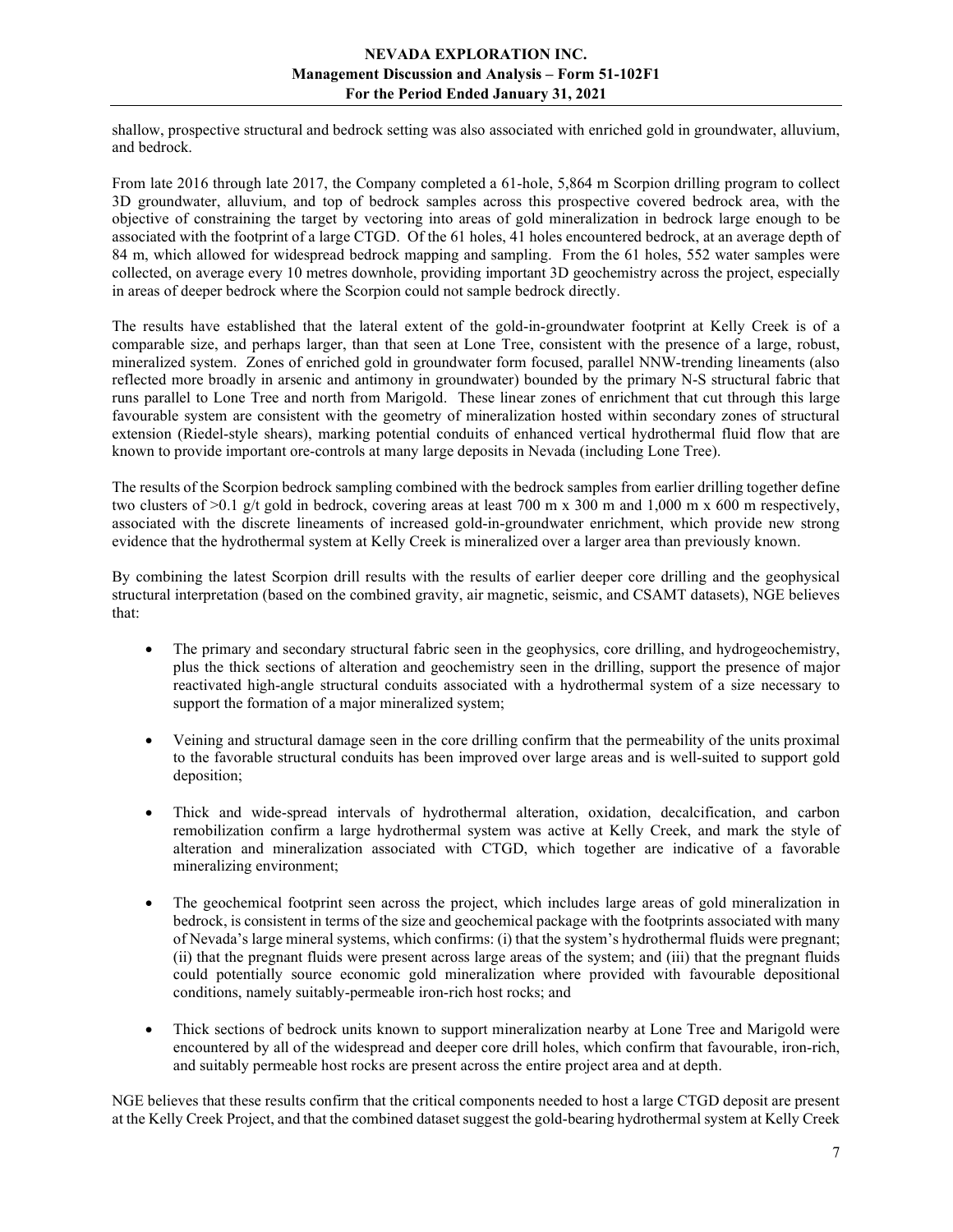shallow, prospective structural and bedrock setting was also associated with enriched gold in groundwater, alluvium, and bedrock.

From late 2016 through late 2017, the Company completed a 61-hole, 5,864 m Scorpion drilling program to collect 3D groundwater, alluvium, and top of bedrock samples across this prospective covered bedrock area, with the objective of constraining the target by vectoring into areas of gold mineralization in bedrock large enough to be associated with the footprint of a large CTGD. Of the 61 holes, 41 holes encountered bedrock, at an average depth of 84 m, which allowed for widespread bedrock mapping and sampling. From the 61 holes, 552 water samples were collected, on average every 10 metres downhole, providing important 3D geochemistry across the project, especially in areas of deeper bedrock where the Scorpion could not sample bedrock directly.

The results have established that the lateral extent of the gold-in-groundwater footprint at Kelly Creek is of a comparable size, and perhaps larger, than that seen at Lone Tree, consistent with the presence of a large, robust, mineralized system. Zones of enriched gold in groundwater form focused, parallel NNW-trending lineaments (also reflected more broadly in arsenic and antimony in groundwater) bounded by the primary N-S structural fabric that runs parallel to Lone Tree and north from Marigold. These linear zones of enrichment that cut through this large favourable system are consistent with the geometry of mineralization hosted within secondary zones of structural extension (Riedel-style shears), marking potential conduits of enhanced vertical hydrothermal fluid flow that are known to provide important ore-controls at many large deposits in Nevada (including Lone Tree).

The results of the Scorpion bedrock sampling combined with the bedrock samples from earlier drilling together define two clusters of >0.1 g/t gold in bedrock, covering areas at least 700 m x 300 m and 1,000 m x 600 m respectively, associated with the discrete lineaments of increased gold-in-groundwater enrichment, which provide new strong evidence that the hydrothermal system at Kelly Creek is mineralized over a larger area than previously known.

By combining the latest Scorpion drill results with the results of earlier deeper core drilling and the geophysical structural interpretation (based on the combined gravity, air magnetic, seismic, and CSAMT datasets), NGE believes that:

- The primary and secondary structural fabric seen in the geophysics, core drilling, and hydrogeochemistry, plus the thick sections of alteration and geochemistry seen in the drilling, support the presence of major reactivated high-angle structural conduits associated with a hydrothermal system of a size necessary to support the formation of a major mineralized system;

- Veining and structural damage seen in the core drilling confirm that the permeability of the units proximal to the favorable structural conduits has been improved over large areas and is well-suited to support gold deposition;

- Thick and wide-spread intervals of hydrothermal alteration, oxidation, decalcification, and carbon remobilization confirm a large hydrothermal system was active at Kelly Creek, and mark the style of alteration and mineralization associated with CTGD, which together are indicative of a favorable mineralizing environment;

- The geochemical footprint seen across the project, which includes large areas of gold mineralization in bedrock, is consistent in terms of the size and geochemical package with the footprints associated with many of Nevada's large mineral systems, which confirms: (i) that the system's hydrothermal fluids were pregnant; (ii) that the pregnant fluids were present across large areas of the system; and (iii) that the pregnant fluids could potentially source economic gold mineralization where provided with favourable depositional conditions, namely suitably-permeable iron-rich host rocks; and

- Thick sections of bedrock units known to support mineralization nearby at Lone Tree and Marigold were encountered by all of the widespread and deeper core drill holes, which confirm that favourable, iron-rich, and suitably permeable host rocks are present across the entire project area and at depth.

NGE believes that these results confirm that the critical components needed to host a large CTGD deposit are present at the Kelly Creek Project, and that the combined dataset suggest the gold-bearing hydrothermal system at Kelly Creek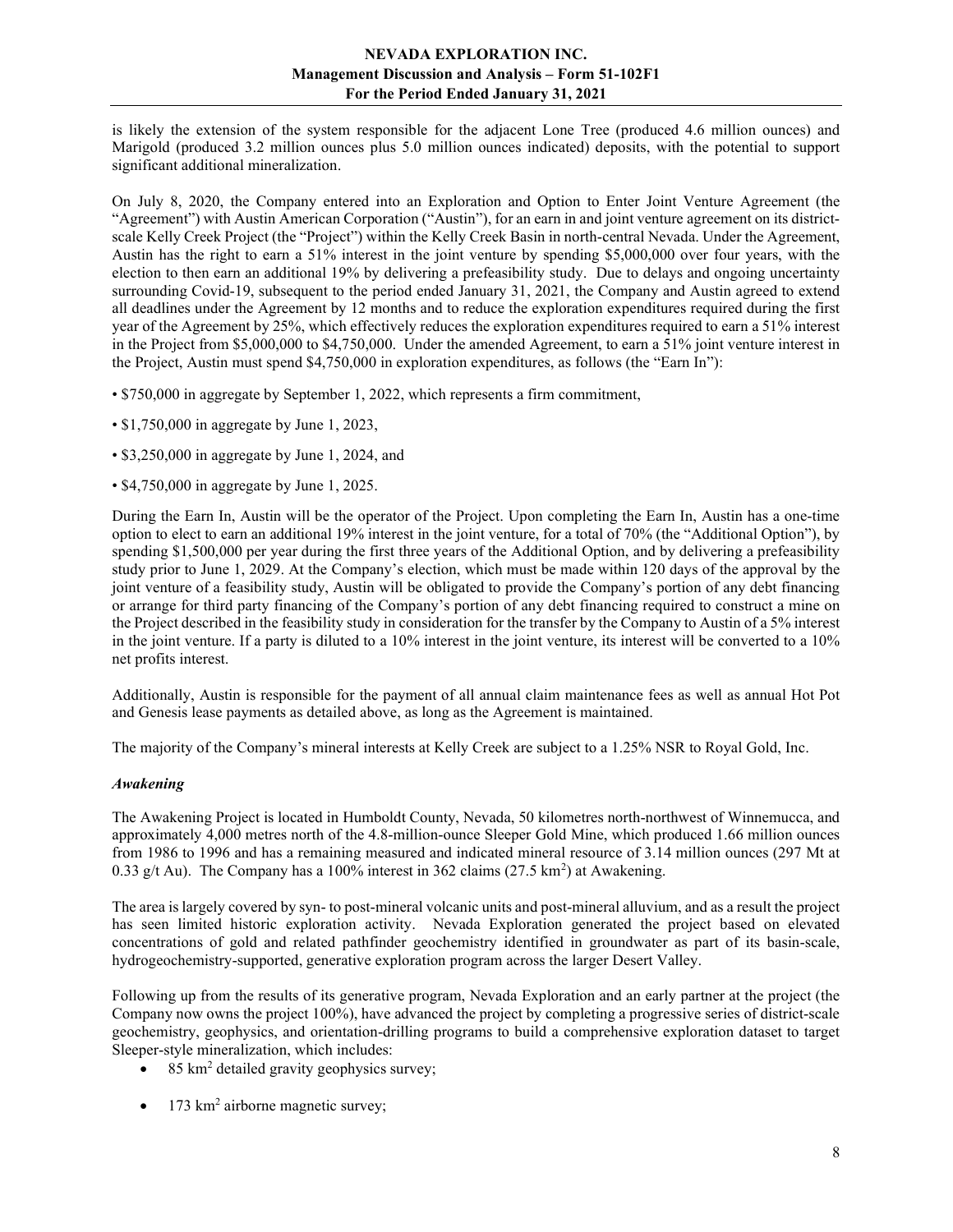is likely the extension of the system responsible for the adjacent Lone Tree (produced 4.6 million ounces) and Marigold (produced 3.2 million ounces plus 5.0 million ounces indicated) deposits, with the potential to support significant additional mineralization.

On July 8, 2020, the Company entered into an Exploration and Option to Enter Joint Venture Agreement (the "Agreement") with Austin American Corporation ("Austin"), for an earn in and joint venture agreement on its district-scale Kelly Creek Project (the "Project") within the Kelly Creek Basin in north-central Nevada. Under the Agreement, Austin has the right to earn a 51% interest in the joint venture by spending $5,000,000 over four years, with the election to then earn an additional 19% by delivering a prefeasibility study. Due to delays and ongoing uncertainty surrounding Covid-19, subsequent to the period ended January 31, 2021, the Company and Austin agreed to extend all deadlines under the Agreement by 12 months and to reduce the exploration expenditures required during the first year of the Agreement by 25%, which effectively reduces the exploration expenditures required to earn a 51% interest in the Project from $5,000,000 to $4,750,000. Under the amended Agreement, to earn a 51% joint venture interest in the Project, Austin must spend $4,750,000 in exploration expenditures, as follows (the "Earn In"):

- $750,000 in aggregate by September 1, 2022, which represents a firm commitment,
- $1,750,000 in aggregate by June 1, 2023,
- $3,250,000 in aggregate by June 1, 2024, and
- $4,750,000 in aggregate by June 1, 2025.

During the Earn In, Austin will be the operator of the Project. Upon completing the Earn In, Austin has a one-time option to elect to earn an additional 19% interest in the joint venture, for a total of 70% (the "Additional Option"), by spending $1,500,000 per year during the first three years of the Additional Option, and by delivering a prefeasibility study prior to June 1, 2029. At the Company's election, which must be made within 120 days of the approval by the joint venture of a feasibility study, Austin will be obligated to provide the Company's portion of any debt financing or arrange for third party financing of the Company's portion of any debt financing required to construct a mine on the Project described in the feasibility study in consideration for the transfer by the Company to Austin of a 5% interest in the joint venture. If a party is diluted to a 10% interest in the joint venture, its interest will be converted to a 10% net profits interest.

Additionally, Austin is responsible for the payment of all annual claim maintenance fees as well as annual Hot Pot and Genesis lease payments as detailed above, as long as the Agreement is maintained.

The majority of the Company's mineral interests at Kelly Creek are subject to a 1.25% NSR to Royal Gold, Inc.

### *Awakening*

The Awakening Project is located in Humboldt County, Nevada, 50 kilometres north-northwest of Winnemucca, and approximately 4,000 metres north of the 4.8-million-ounce Sleeper Gold Mine, which produced 1.66 million ounces from 1986 to 1996 and has a remaining measured and indicated mineral resource of 3.14 million ounces (297 Mt at 0.33 g/t Au). The Company has a 100% interest in 362 claims (27.5 km$^2$) at Awakening.

The area is largely covered by syn- to post-mineral volcanic units and post-mineral alluvium, and as a result the project has seen limited historic exploration activity. Nevada Exploration generated the project based on elevated concentrations of gold and related pathfinder geochemistry identified in groundwater as part of its basin-scale, hydrogeochemistry-supported, generative exploration program across the larger Desert Valley.

Following up from the results of its generative program, Nevada Exploration and an early partner at the project (the Company now owns the project 100%), have advanced the project by completing a progressive series of district-scale geochemistry, geophysics, and orientation-drilling programs to build a comprehensive exploration dataset to target Sleeper-style mineralization, which includes:

- 85 km$^2$ detailed gravity geophysics survey;
- 173 km$^2$ airborne magnetic survey;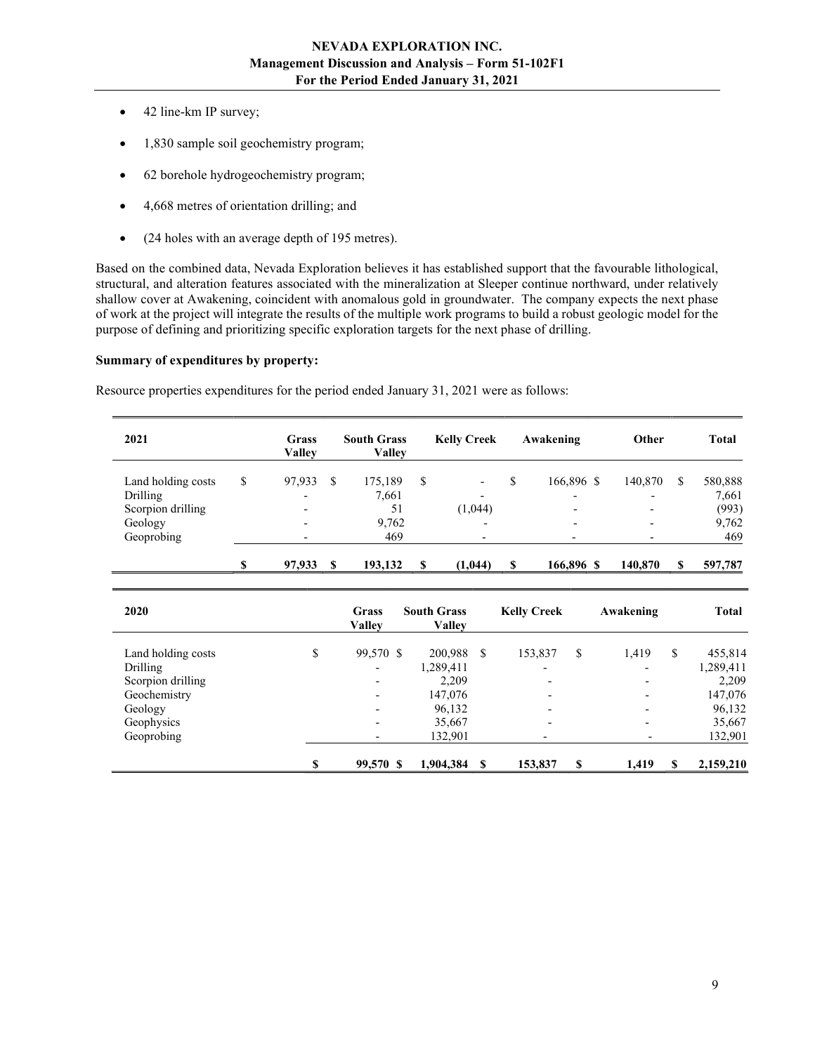- 42 line-km IP survey;
- 1,830 sample soil geochemistry program;
- 62 borehole hydrogeochemistry program;
- 4,668 metres of orientation drilling; and
- (24 holes with an average depth of 195 metres).

Based on the combined data, Nevada Exploration believes it has established support that the favourable lithological, structural, and alteration features associated with the mineralization at Sleeper continue northward, under relatively shallow cover at Awakening, coincident with anomalous gold in groundwater. The company expects the next phase of work at the project will integrate the results of the multiple work programs to build a robust geologic model for the purpose of defining and prioritizing specific exploration targets for the next phase of drilling.

**Summary of expenditures by property:**

Resource properties expenditures for the period ended January 31, 2021 were as follows:

| 2021 | Grass Valley | South Grass Valley | Kelly Creek | Awakening | Other | Total |
|---|---|---|---|---|---|---|
| Land holding costs | $ 97,933 | $ 175,189 | $ - | $ 166,896 | $ 140,870 | $ 580,888 |
| Drilling | - | 7,661 | - | - | - | 7,661 |
| Scorpion drilling | - | 51 | (1,044) | - | - | (993) |
| Geology | - | 9,762 | - | - | - | 9,762 |
| Geoprobing | - | 469 | - | - | - | 469 |
| | **$ 97,933** | **$ 193,132** | **$ (1,044)** | **$ 166,896** | **$ 140,870** | **$ 597,787** |

| 2020 | Grass Valley | South Grass Valley | Kelly Creek | Awakening | Total |
|---|---|---|---|---|---|
| Land holding costs | $ 99,570 | $ 200,988 | $ 153,837 | $ 1,419 | $ 455,814 |
| Drilling | - | 1,289,411 | - | - | 1,289,411 |
| Scorpion drilling | - | 2,209 | - | - | 2,209 |
| Geochemistry | - | 147,076 | - | - | 147,076 |
| Geology | - | 96,132 | - | - | 96,132 |
| Geophysics | - | 35,667 | - | - | 35,667 |
| Geoprobing | - | 132,901 | - | - | 132,901 |
| | **$ 99,570** | **$ 1,904,384** | **$ 153,837** | **$ 1,419** | **$ 2,159,210** |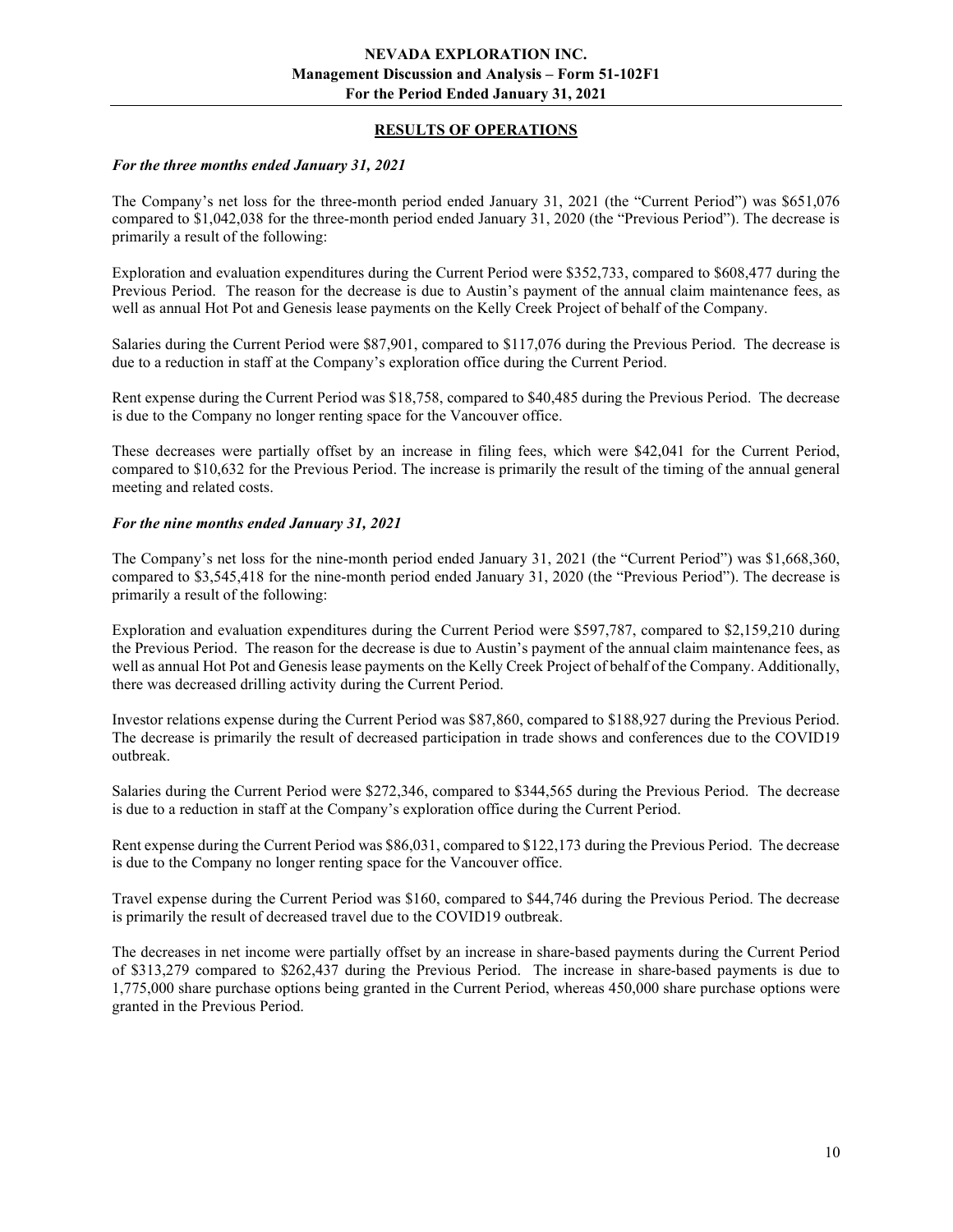## RESULTS OF OPERATIONS

### *For the three months ended January 31, 2021*

The Company's net loss for the three-month period ended January 31, 2021 (the "Current Period") was $651,076 compared to $1,042,038 for the three-month period ended January 31, 2020 (the "Previous Period"). The decrease is primarily a result of the following:

Exploration and evaluation expenditures during the Current Period were $352,733, compared to $608,477 during the Previous Period. The reason for the decrease is due to Austin's payment of the annual claim maintenance fees, as well as annual Hot Pot and Genesis lease payments on the Kelly Creek Project of behalf of the Company.

Salaries during the Current Period were $87,901, compared to $117,076 during the Previous Period. The decrease is due to a reduction in staff at the Company's exploration office during the Current Period.

Rent expense during the Current Period was $18,758, compared to $40,485 during the Previous Period. The decrease is due to the Company no longer renting space for the Vancouver office.

These decreases were partially offset by an increase in filing fees, which were $42,041 for the Current Period, compared to $10,632 for the Previous Period. The increase is primarily the result of the timing of the annual general meeting and related costs.

### *For the nine months ended January 31, 2021*

The Company's net loss for the nine-month period ended January 31, 2021 (the "Current Period") was $1,668,360, compared to $3,545,418 for the nine-month period ended January 31, 2020 (the "Previous Period"). The decrease is primarily a result of the following:

Exploration and evaluation expenditures during the Current Period were $597,787, compared to $2,159,210 during the Previous Period. The reason for the decrease is due to Austin's payment of the annual claim maintenance fees, as well as annual Hot Pot and Genesis lease payments on the Kelly Creek Project of behalf of the Company. Additionally, there was decreased drilling activity during the Current Period.

Investor relations expense during the Current Period was $87,860, compared to $188,927 during the Previous Period. The decrease is primarily the result of decreased participation in trade shows and conferences due to the COVID19 outbreak.

Salaries during the Current Period were $272,346, compared to $344,565 during the Previous Period. The decrease is due to a reduction in staff at the Company's exploration office during the Current Period.

Rent expense during the Current Period was $86,031, compared to $122,173 during the Previous Period. The decrease is due to the Company no longer renting space for the Vancouver office.

Travel expense during the Current Period was $160, compared to $44,746 during the Previous Period. The decrease is primarily the result of decreased travel due to the COVID19 outbreak.

The decreases in net income were partially offset by an increase in share-based payments during the Current Period of $313,279 compared to $262,437 during the Previous Period. The increase in share-based payments is due to 1,775,000 share purchase options being granted in the Current Period, whereas 450,000 share purchase options were granted in the Previous Period.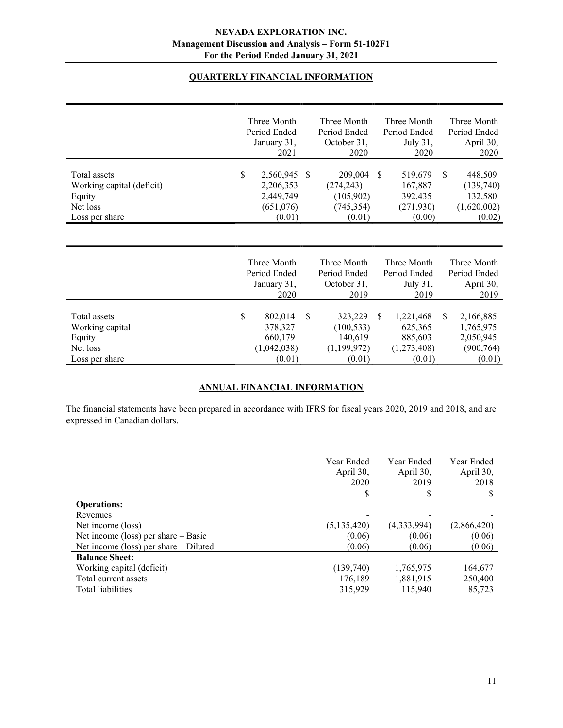## QUARTERLY FINANCIAL INFORMATION

| | Three Month Period Ended January 31, 2021 | Three Month Period Ended October 31, 2020 | Three Month Period Ended July 31, 2020 | Three Month Period Ended April 30, 2020 |
|---|---|---|---|---|
| Total assets | $ 2,560,945 | $ 209,004 | $ 519,679 | $ 448,509 |
| Working capital (deficit) | 2,206,353 | (274,243) | 167,887 | (139,740) |
| Equity | 2,449,749 | (105,902) | 392,435 | 132,580 |
| Net loss | (651,076) | (745,354) | (271,930) | (1,620,002) |
| Loss per share | (0.01) | (0.01) | (0.00) | (0.02) |

| | Three Month Period Ended January 31, 2020 | Three Month Period Ended October 31, 2019 | Three Month Period Ended July 31, 2019 | Three Month Period Ended April 30, 2019 |
|---|---|---|---|---|
| Total assets | $ 802,014 | $ 323,229 | $ 1,221,468 | $ 2,166,885 |
| Working capital | 378,327 | (100,533) | 625,365 | 1,765,975 |
| Equity | 660,179 | 140,619 | 885,603 | 2,050,945 |
| Net loss | (1,042,038) | (1,199,972) | (1,273,408) | (900,764) |
| Loss per share | (0.01) | (0.01) | (0.01) | (0.01) |

## ANNUAL FINANCIAL INFORMATION

The financial statements have been prepared in accordance with IFRS for fiscal years 2020, 2019 and 2018, and are expressed in Canadian dollars.

| | Year Ended April 30, 2020 | Year Ended April 30, 2019 | Year Ended April 30, 2018 |
|---|---|---|---|
| | $ | $ | $ |
| **Operations:** | | | |
| Revenues | - | - | - |
| Net income (loss) | (5,135,420) | (4,333,994) | (2,866,420) |
| Net income (loss) per share – Basic | (0.06) | (0.06) | (0.06) |
| Net income (loss) per share – Diluted | (0.06) | (0.06) | (0.06) |
| **Balance Sheet:** | | | |
| Working capital (deficit) | (139,740) | 1,765,975 | 164,677 |
| Total current assets | 176,189 | 1,881,915 | 250,400 |
| Total liabilities | 315,929 | 115,940 | 85,723 |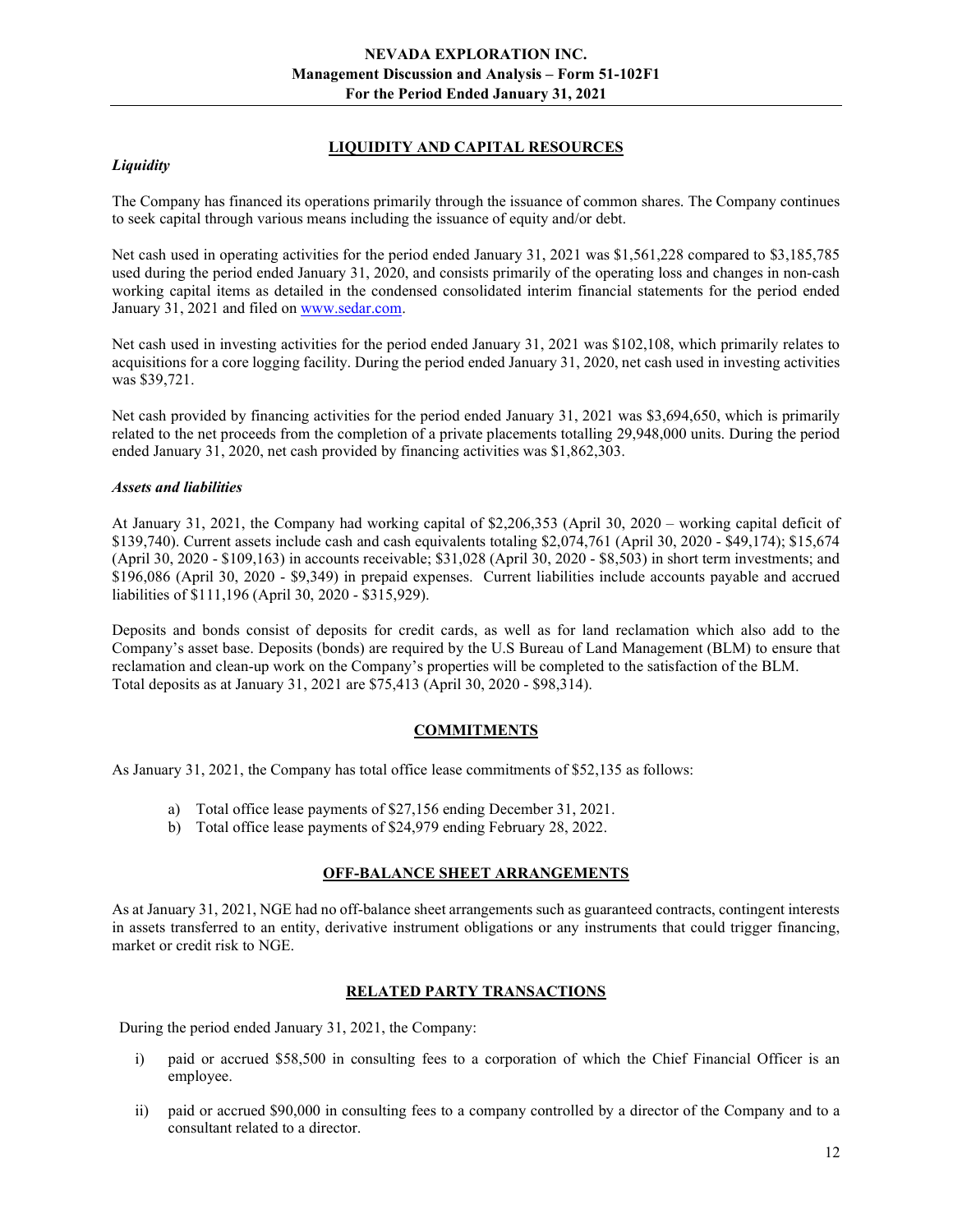## LIQUIDITY AND CAPITAL RESOURCES

### *Liquidity*

The Company has financed its operations primarily through the issuance of common shares. The Company continues to seek capital through various means including the issuance of equity and/or debt.

Net cash used in operating activities for the period ended January 31, 2021 was $1,561,228 compared to $3,185,785 used during the period ended January 31, 2020, and consists primarily of the operating loss and changes in non-cash working capital items as detailed in the condensed consolidated interim financial statements for the period ended January 31, 2021 and filed on www.sedar.com.

Net cash used in investing activities for the period ended January 31, 2021 was $102,108, which primarily relates to acquisitions for a core logging facility. During the period ended January 31, 2020, net cash used in investing activities was $39,721.

Net cash provided by financing activities for the period ended January 31, 2021 was $3,694,650, which is primarily related to the net proceeds from the completion of a private placements totalling 29,948,000 units. During the period ended January 31, 2020, net cash provided by financing activities was $1,862,303.

### *Assets and liabilities*

At January 31, 2021, the Company had working capital of $2,206,353 (April 30, 2020 – working capital deficit of $139,740). Current assets include cash and cash equivalents totaling $2,074,761 (April 30, 2020 - $49,174); $15,674 (April 30, 2020 - $109,163) in accounts receivable; $31,028 (April 30, 2020 - $8,503) in short term investments; and $196,086 (April 30, 2020 - $9,349) in prepaid expenses. Current liabilities include accounts payable and accrued liabilities of $111,196 (April 30, 2020 - $315,929).

Deposits and bonds consist of deposits for credit cards, as well as for land reclamation which also add to the Company's asset base. Deposits (bonds) are required by the U.S Bureau of Land Management (BLM) to ensure that reclamation and clean-up work on the Company's properties will be completed to the satisfaction of the BLM.
Total deposits as at January 31, 2021 are $75,413 (April 30, 2020 - $98,314).

## COMMITMENTS

As January 31, 2021, the Company has total office lease commitments of $52,135 as follows:

a) Total office lease payments of $27,156 ending December 31, 2021.
b) Total office lease payments of $24,979 ending February 28, 2022.

## OFF-BALANCE SHEET ARRANGEMENTS

As at January 31, 2021, NGE had no off-balance sheet arrangements such as guaranteed contracts, contingent interests in assets transferred to an entity, derivative instrument obligations or any instruments that could trigger financing, market or credit risk to NGE.

## RELATED PARTY TRANSACTIONS

During the period ended January 31, 2021, the Company:

i) paid or accrued $58,500 in consulting fees to a corporation of which the Chief Financial Officer is an employee.

ii) paid or accrued $90,000 in consulting fees to a company controlled by a director of the Company and to a consultant related to a director.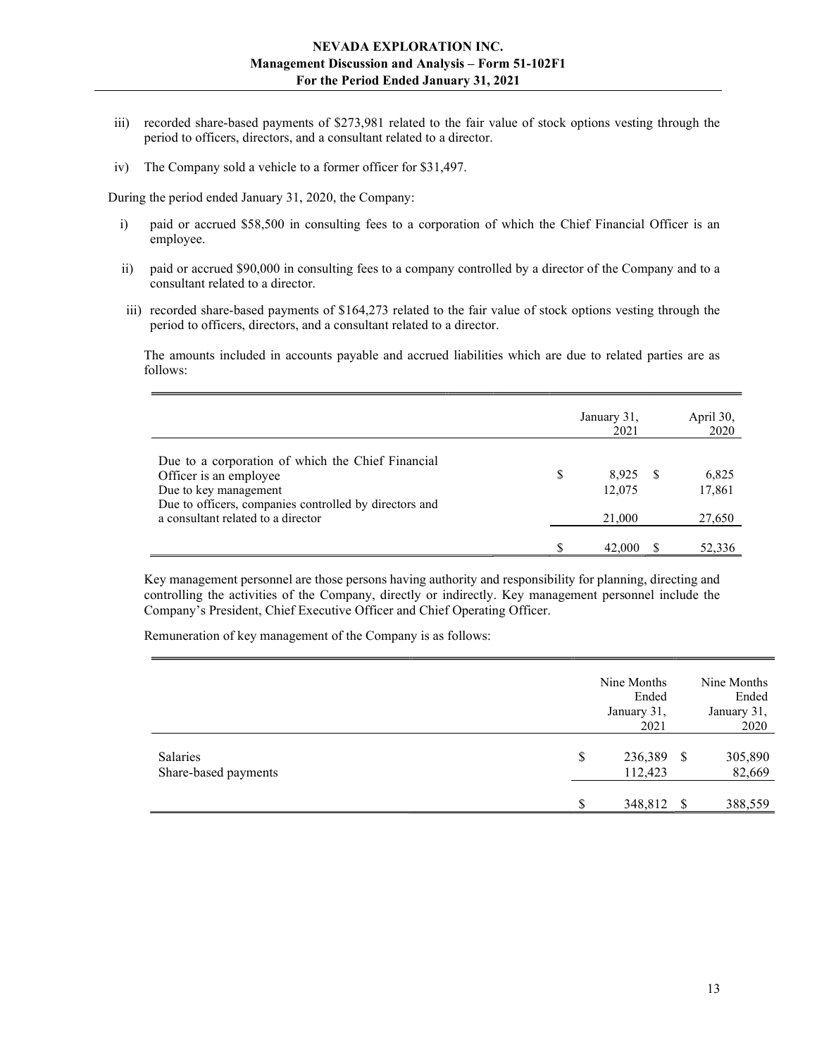iii) recorded share-based payments of $273,981 related to the fair value of stock options vesting through the period to officers, directors, and a consultant related to a director.

iv) The Company sold a vehicle to a former officer for $31,497.

During the period ended January 31, 2020, the Company:

i) paid or accrued $58,500 in consulting fees to a corporation of which the Chief Financial Officer is an employee.

ii) paid or accrued $90,000 in consulting fees to a company controlled by a director of the Company and to a consultant related to a director.

iii) recorded share-based payments of $164,273 related to the fair value of stock options vesting through the period to officers, directors, and a consultant related to a director.

The amounts included in accounts payable and accrued liabilities which are due to related parties are as follows:

| | January 31, 2021 | April 30, 2020 |
|---|---|---|
| Due to a corporation of which the Chief Financial Officer is an employee | $ 8,925 | $ 6,825 |
| Due to key management | 12,075 | 17,861 |
| Due to officers, companies controlled by directors and a consultant related to a director | 21,000 | 27,650 |
| | $ 42,000 | $ 52,336 |

Key management personnel are those persons having authority and responsibility for planning, directing and controlling the activities of the Company, directly or indirectly. Key management personnel include the Company's President, Chief Executive Officer and Chief Operating Officer.

Remuneration of key management of the Company is as follows:

| | Nine Months Ended January 31, 2021 | Nine Months Ended January 31, 2020 |
|---|---|---|
| Salaries | $ 236,389 | $ 305,890 |
| Share-based payments | 112,423 | 82,669 |
| | $ 348,812 | $ 388,559 |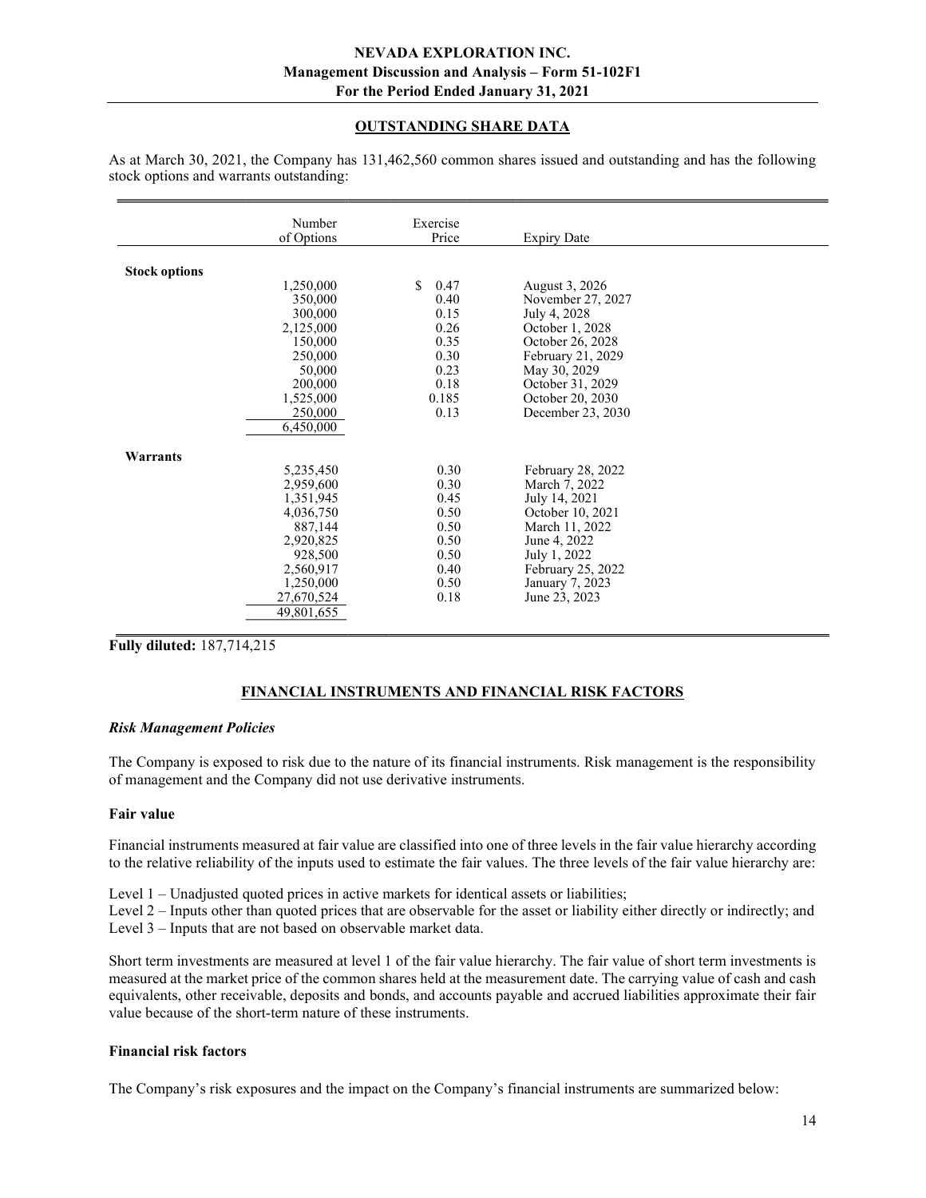## OUTSTANDING SHARE DATA

As at March 30, 2021, the Company has 131,462,560 common shares issued and outstanding and has the following stock options and warrants outstanding:

| | Number of Options | Exercise Price | Expiry Date |
|---|---|---|---|
| **Stock options** | | | |
| | 1,250,000 | $ 0.47 | August 3, 2026 |
| | 350,000 | 0.40 | November 27, 2027 |
| | 300,000 | 0.15 | July 4, 2028 |
| | 2,125,000 | 0.26 | October 1, 2028 |
| | 150,000 | 0.35 | October 26, 2028 |
| | 250,000 | 0.30 | February 21, 2029 |
| | 50,000 | 0.23 | May 30, 2029 |
| | 200,000 | 0.18 | October 31, 2029 |
| | 1,525,000 | 0.185 | October 20, 2030 |
| | 250,000 | 0.13 | December 23, 2030 |
| | 6,450,000 | | |
| **Warrants** | | | |
| | 5,235,450 | 0.30 | February 28, 2022 |
| | 2,959,600 | 0.30 | March 7, 2022 |
| | 1,351,945 | 0.45 | July 14, 2021 |
| | 4,036,750 | 0.50 | October 10, 2021 |
| | 887,144 | 0.50 | March 11, 2022 |
| | 2,920,825 | 0.50 | June 4, 2022 |
| | 928,500 | 0.50 | July 1, 2022 |
| | 2,560,917 | 0.40 | February 25, 2022 |
| | 1,250,000 | 0.50 | January 7, 2023 |
| | 27,670,524 | 0.18 | June 23, 2023 |
| | 49,801,655 | | |

**Fully diluted:** 187,714,215

## FINANCIAL INSTRUMENTS AND FINANCIAL RISK FACTORS

### *Risk Management Policies*

The Company is exposed to risk due to the nature of its financial instruments. Risk management is the responsibility of management and the Company did not use derivative instruments.

### Fair value

Financial instruments measured at fair value are classified into one of three levels in the fair value hierarchy according to the relative reliability of the inputs used to estimate the fair values. The three levels of the fair value hierarchy are:

Level 1 – Unadjusted quoted prices in active markets for identical assets or liabilities;
Level 2 – Inputs other than quoted prices that are observable for the asset or liability either directly or indirectly; and
Level 3 – Inputs that are not based on observable market data.

Short term investments are measured at level 1 of the fair value hierarchy. The fair value of short term investments is measured at the market price of the common shares held at the measurement date. The carrying value of cash and cash equivalents, other receivable, deposits and bonds, and accounts payable and accrued liabilities approximate their fair value because of the short-term nature of these instruments.

### Financial risk factors

The Company's risk exposures and the impact on the Company's financial instruments are summarized below: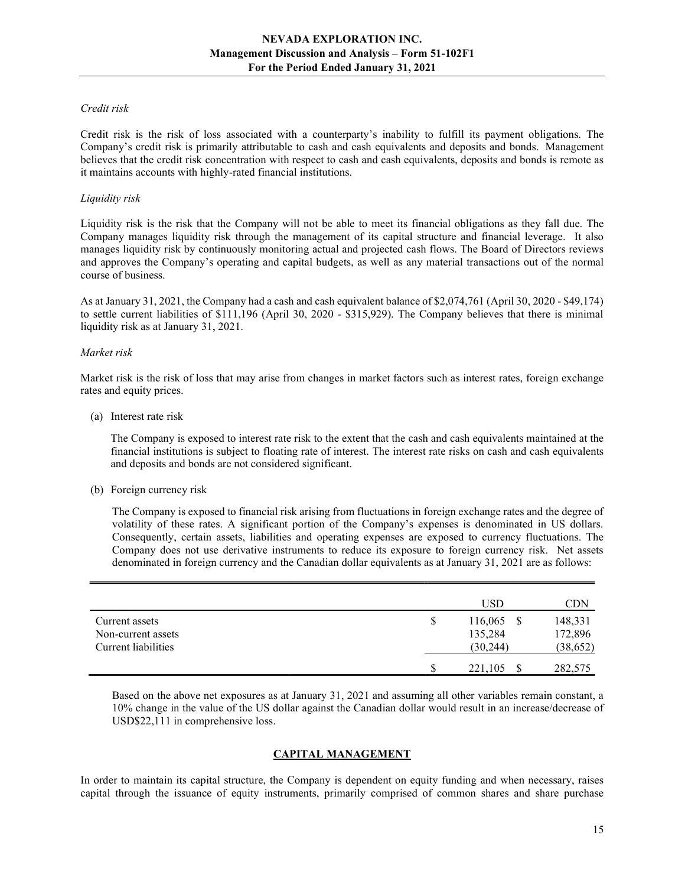*Credit risk*

Credit risk is the risk of loss associated with a counterparty's inability to fulfill its payment obligations. The Company's credit risk is primarily attributable to cash and cash equivalents and deposits and bonds. Management believes that the credit risk concentration with respect to cash and cash equivalents, deposits and bonds is remote as it maintains accounts with highly-rated financial institutions.

*Liquidity risk*

Liquidity risk is the risk that the Company will not be able to meet its financial obligations as they fall due. The Company manages liquidity risk through the management of its capital structure and financial leverage. It also manages liquidity risk by continuously monitoring actual and projected cash flows. The Board of Directors reviews and approves the Company's operating and capital budgets, as well as any material transactions out of the normal course of business.

As at January 31, 2021, the Company had a cash and cash equivalent balance of $2,074,761 (April 30, 2020 - $49,174) to settle current liabilities of $111,196 (April 30, 2020 - $315,929). The Company believes that there is minimal liquidity risk as at January 31, 2021.

*Market risk*

Market risk is the risk of loss that may arise from changes in market factors such as interest rates, foreign exchange rates and equity prices.

(a) Interest rate risk

The Company is exposed to interest rate risk to the extent that the cash and cash equivalents maintained at the financial institutions is subject to floating rate of interest. The interest rate risks on cash and cash equivalents and deposits and bonds are not considered significant.

(b) Foreign currency risk

The Company is exposed to financial risk arising from fluctuations in foreign exchange rates and the degree of volatility of these rates. A significant portion of the Company's expenses is denominated in US dollars. Consequently, certain assets, liabilities and operating expenses are exposed to currency fluctuations. The Company does not use derivative instruments to reduce its exposure to foreign currency risk. Net assets denominated in foreign currency and the Canadian dollar equivalents as at January 31, 2021 are as follows:

| | USD | CDN |
|---|---|---|
| Current assets | $ 116,065 | $ 148,331 |
| Non-current assets | 135,284 | 172,896 |
| Current liabilities | (30,244) | (38,652) |
| | $ 221,105 | $ 282,575 |

Based on the above net exposures as at January 31, 2021 and assuming all other variables remain constant, a 10% change in the value of the US dollar against the Canadian dollar would result in an increase/decrease of USD$22,111 in comprehensive loss.

## CAPITAL MANAGEMENT

In order to maintain its capital structure, the Company is dependent on equity funding and when necessary, raises capital through the issuance of equity instruments, primarily comprised of common shares and share purchase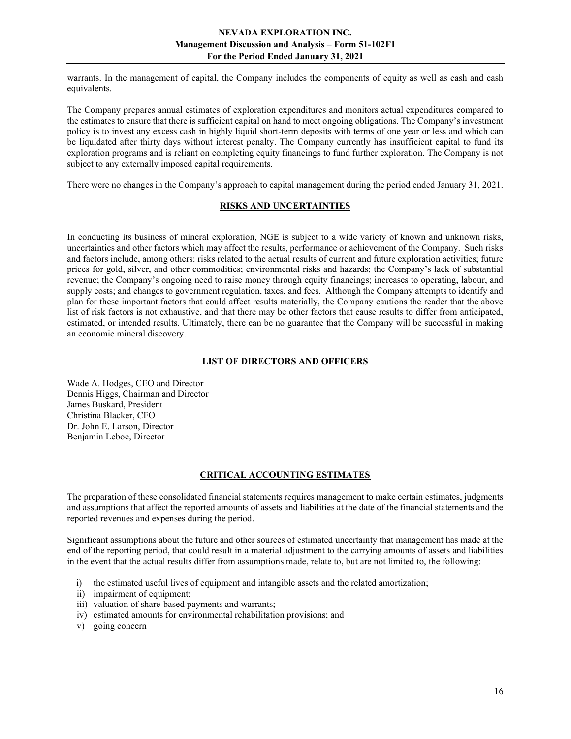warrants. In the management of capital, the Company includes the components of equity as well as cash and cash equivalents.

The Company prepares annual estimates of exploration expenditures and monitors actual expenditures compared to the estimates to ensure that there is sufficient capital on hand to meet ongoing obligations. The Company's investment policy is to invest any excess cash in highly liquid short-term deposits with terms of one year or less and which can be liquidated after thirty days without interest penalty. The Company currently has insufficient capital to fund its exploration programs and is reliant on completing equity financings to fund further exploration. The Company is not subject to any externally imposed capital requirements.

There were no changes in the Company's approach to capital management during the period ended January 31, 2021.

## RISKS AND UNCERTAINTIES

In conducting its business of mineral exploration, NGE is subject to a wide variety of known and unknown risks, uncertainties and other factors which may affect the results, performance or achievement of the Company. Such risks and factors include, among others: risks related to the actual results of current and future exploration activities; future prices for gold, silver, and other commodities; environmental risks and hazards; the Company's lack of substantial revenue; the Company's ongoing need to raise money through equity financings; increases to operating, labour, and supply costs; and changes to government regulation, taxes, and fees. Although the Company attempts to identify and plan for these important factors that could affect results materially, the Company cautions the reader that the above list of risk factors is not exhaustive, and that there may be other factors that cause results to differ from anticipated, estimated, or intended results. Ultimately, there can be no guarantee that the Company will be successful in making an economic mineral discovery.

## LIST OF DIRECTORS AND OFFICERS

Wade A. Hodges, CEO and Director
Dennis Higgs, Chairman and Director
James Buskard, President
Christina Blacker, CFO
Dr. John E. Larson, Director
Benjamin Leboe, Director

## CRITICAL ACCOUNTING ESTIMATES

The preparation of these consolidated financial statements requires management to make certain estimates, judgments and assumptions that affect the reported amounts of assets and liabilities at the date of the financial statements and the reported revenues and expenses during the period.

Significant assumptions about the future and other sources of estimated uncertainty that management has made at the end of the reporting period, that could result in a material adjustment to the carrying amounts of assets and liabilities in the event that the actual results differ from assumptions made, relate to, but are not limited to, the following:

i) the estimated useful lives of equipment and intangible assets and the related amortization;
ii) impairment of equipment;
iii) valuation of share-based payments and warrants;
iv) estimated amounts for environmental rehabilitation provisions; and
v) going concern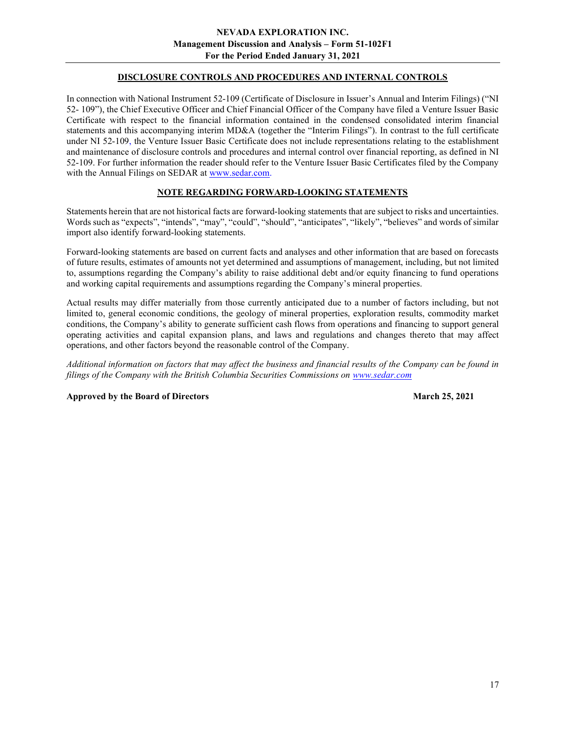## DISCLOSURE CONTROLS AND PROCEDURES AND INTERNAL CONTROLS

In connection with National Instrument 52-109 (Certificate of Disclosure in Issuer's Annual and Interim Filings) ("NI 52- 109"), the Chief Executive Officer and Chief Financial Officer of the Company have filed a Venture Issuer Basic Certificate with respect to the financial information contained in the condensed consolidated interim financial statements and this accompanying interim MD&A (together the "Interim Filings"). In contrast to the full certificate under NI 52-109, the Venture Issuer Basic Certificate does not include representations relating to the establishment and maintenance of disclosure controls and procedures and internal control over financial reporting, as defined in NI 52-109. For further information the reader should refer to the Venture Issuer Basic Certificates filed by the Company with the Annual Filings on SEDAR at www.sedar.com.

## NOTE REGARDING FORWARD-LOOKING STATEMENTS

Statements herein that are not historical facts are forward-looking statements that are subject to risks and uncertainties. Words such as "expects", "intends", "may", "could", "should", "anticipates", "likely", "believes" and words of similar import also identify forward-looking statements.

Forward-looking statements are based on current facts and analyses and other information that are based on forecasts of future results, estimates of amounts not yet determined and assumptions of management, including, but not limited to, assumptions regarding the Company's ability to raise additional debt and/or equity financing to fund operations and working capital requirements and assumptions regarding the Company's mineral properties.

Actual results may differ materially from those currently anticipated due to a number of factors including, but not limited to, general economic conditions, the geology of mineral properties, exploration results, commodity market conditions, the Company's ability to generate sufficient cash flows from operations and financing to support general operating activities and capital expansion plans, and laws and regulations and changes thereto that may affect operations, and other factors beyond the reasonable control of the Company.

*Additional information on factors that may affect the business and financial results of the Company can be found in filings of the Company with the British Columbia Securities Commissions on www.sedar.com*

**Approved by the Board of Directors** **March 25, 2021**